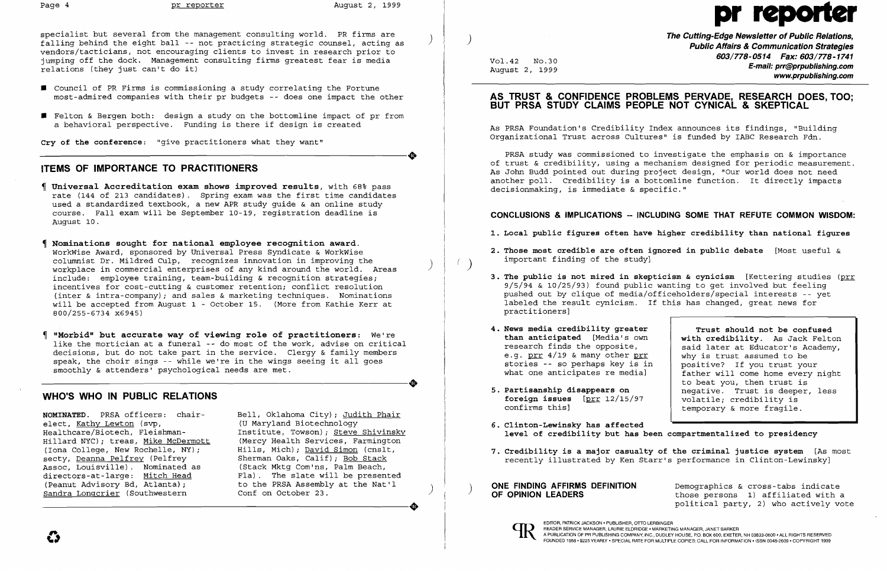specialist but several from the management consulting world. PR firms are falling behind the eight ball -- not practicing strategic counsel, acting as vendors/tacticians, not encouraging clients to invest in research prior to jumping off the dock. Management consulting firms greatest fear is media relations (they just can't do it)

- Council of PR Firms is commissioning a study correlating the Fortune most-admired companies with their pr budgets -- does one impact the other
- Felton & Bergen both: design a study on the bottomline impact of pr from a behavioral perspective. Funding is there if design is created

**Cry of the conference**: "give practitioners what they want"

## ITEMS OF IMPORTANCE TO PRACTITIONERS

¶ **Universal Accreditation exam shows improved results**, with 68% pass rate (144 of 213 candidates). Spring exam was the first time candidates used a standardized textbook, a new APR study guide & an online study course. Fall exam will be September 10-19, registration deadline is August 10.

¶ **Nominations sought for national employee recognition award.** WorkWise Award, sponsored by Universal Press Syndicate & WorkWise columnist Dr. Mildred Culp, recognizes innovation in improving the workplace in commercial enterprises of any kind around the world. Areas include: employee training, team-building & recognition strategies; incentives for cost-cutting & customer retention; conflict resolution (inter & intra-company); and sales & marketing techniques. Nominations will be accepted from August 1 - October 15. (More from Kathie Kerr at 800/255-6734 x6945)

¶ **"Morbid" but accurate way of viewing role of practitioners:** We're like the mortician at a funeral -- do most of the work, advise on critical decisions, but do not take part in the service. Clergy & family members speak, the choir sings -- while we're in the wings seeing it all goes smoothly & attenders' psychological needs are met.

## WHO'S WHO IN PUBLIC RELATIONS

**NOMINATED.** PRSA officers: chair-elect, Kathy Lewton (svp, Healthcare/Biotech, Fleishman-Hillard NYC); treas, Mike McDermott (Iona College, New Rochelle, NY); secty, Deanna Pelfrey (Pelfrey Assoc, Louisville). Nominated as directors-at-large: Mitch Head (Peanut Advisory Bd, Atlanta); Sandra Longcrier (Southwestern Bell, Oklahoma City); Judith Phair (U Maryland Biotechnology Institute, Towson); Steve Shivinsky (Mercy Health Services, Farmington Hills, Mich); David Simon (cnslt, Sherman Oaks, Calif); Bob Stack (Stack Mktg Com'ns, Palm Beach, Fla). The slate will be presented to the PRSA Assembly at the Nat'l Conf on October 23.

# pr reporter

**The Cutting-Edge Newsletter of Public Relations, Public Affairs & Communication Strategies**
**603/778-0514 Fax: 603/778-1741**
**E-mail: prr@prpublishing.com**
**www.prpublishing.com**

Vol.42 No.30
August 2, 1999

## AS TRUST & CONFIDENCE PROBLEMS PERVADE, RESEARCH DOES, TOO; BUT PRSA STUDY CLAIMS PEOPLE NOT CYNICAL & SKEPTICAL

As PRSA Foundation's Credibility Index announces its findings, "Building Organizational Trust across Cultures" is funded by IABC Research Fdn.

PRSA study was commissioned to investigate the emphasis on & importance of trust & credibility, using a mechanism designed for periodic measurement. As John Budd pointed out during project design, "Our world does not need another poll. Credibility is a bottomline function. It directly impacts decisionmaking, is immediate & specific."

### CONCLUSIONS & IMPLICATIONS -- INCLUDING SOME THAT REFUTE COMMON WISDOM:

1. **Local public figures often have higher credibility than national figures**
2. **Those most credible are often ignored in public debate** [Most useful & important finding of the study]
3. **The public is not mired in skepticism & cynicism** [Kettering studies (prr 9/5/94 & 10/25/93) found public wanting to get involved but feeling pushed out by clique of media/officeholders/special interests -- yet labeled the result cynicism. If this has changed, great news for practitioners]
4. **News media credibility greater than anticipated** [Media's own research finds the opposite, e.g. prr 4/19 & many other prr stories -- so perhaps key is in what one anticipates re media]
5. **Partisanship disappears on foreign issues** [prr 12/15/97 confirms this]
6. **Clinton-Lewinsky has affected level of credibility but has been compartmentalized to presidency**
7. **Credibility is a major casualty of the criminal justice system** [As most recently illustrated by Ken Starr's performance in Clinton-Lewinsky]

> **Trust should not be confused with credibility.** As Jack Felton said later at Educator's Academy, why is trust assumed to be positive? If you trust your father will come home every night to beat you, then trust is negative. Trust is deeper, less volatile; credibility is temporary & more fragile.

### ONE FINDING AFFIRMS DEFINITION OF OPINION LEADERS

Demographics & cross-tabs indicate those persons 1) affiliated with a political party, 2) who actively vote

EDITOR, PATRICK JACKSON • PUBLISHER, OTTO LERBINGER
READER SERVICE MANAGER, LAURIE ELDRIDGE • MARKETING MANAGER, JANET BARKER
A PUBLICATION OF PR PUBLISHING COMPANY, INC., DUDLEY HOUSE, P.O. BOX 600, EXETER, NH 03833-0600 • ALL RIGHTS RESERVED
FOUNDED 1958 • $225 YEARLY • SPECIAL RATE FOR MULTIPLE COPIES: CALL FOR INFORMATION • ISSN 0048-2609 • COPYRIGHT 1999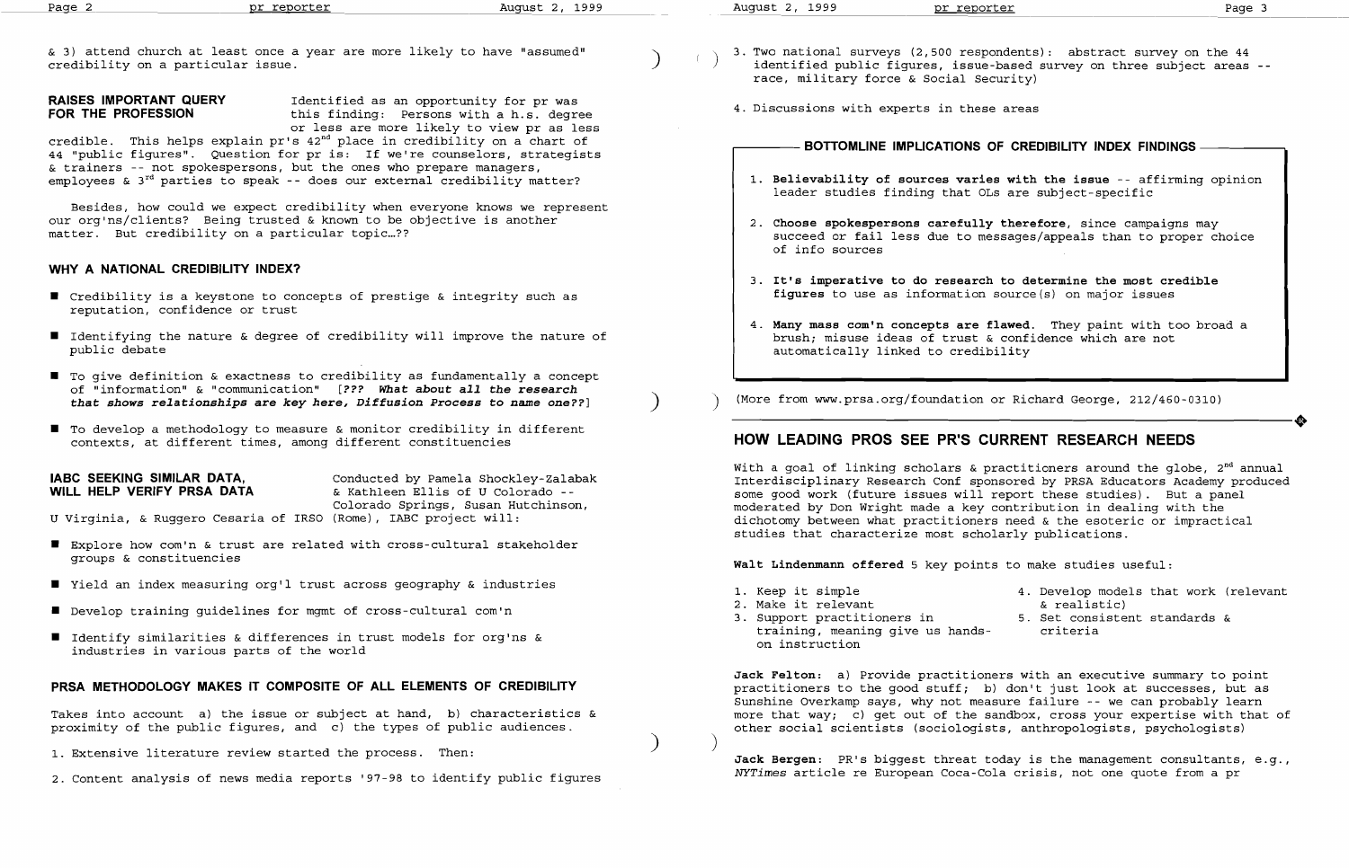& 3) attend church at least once a year are more likely to have "assumed" credibility on a particular issue.

**RAISES IMPORTANT QUERY FOR THE PROFESSION**

Identified as an opportunity for pr was this finding: Persons with a h.s. degree or less are more likely to view pr as less credible. This helps explain pr's 42nd place in credibility on a chart of 44 "public figures". Question for pr is: If we're counselors, strategists & trainers -- not spokespersons, but the ones who prepare managers, employees & 3rd parties to speak -- does our external credibility matter?

Besides, how could we expect credibility when everyone knows we represent our org'ns/clients? Being trusted & known to be objective is another matter. But credibility on a particular topic...??

**WHY A NATIONAL CREDIBILITY INDEX?**

- Credibility is a keystone to concepts of prestige & integrity such as reputation, confidence or trust
- Identifying the nature & degree of credibility will improve the nature of public debate
- To give definition & exactness to credibility as fundamentally a concept of "information" & "communication" [***??? What about all the research that shows relationships are key here, Diffusion Process to name one??***]
- To develop a methodology to measure & monitor credibility in different contexts, at different times, among different constituencies

**IABC SEEKING SIMILAR DATA, WILL HELP VERIFY PRSA DATA**

Conducted by Pamela Shockley-Zalabak & Kathleen Ellis of U Colorado -- Colorado Springs, Susan Hutchinson, U Virginia, & Ruggero Cesaria of IRSO (Rome), IABC project will:

- Explore how com'n & trust are related with cross-cultural stakeholder groups & constituencies
- Yield an index measuring org'l trust across geography & industries
- Develop training guidelines for mgmt of cross-cultural com'n
- Identify similarities & differences in trust models for org'ns & industries in various parts of the world

**PRSA METHODOLOGY MAKES IT COMPOSITE OF ALL ELEMENTS OF CREDIBILITY**

Takes into account a) the issue or subject at hand, b) characteristics & proximity of the public figures, and c) the types of public audiences.

1. Extensive literature review started the process. Then:
2. Content analysis of news media reports '97-98 to identify public figures
3. Two national surveys (2,500 respondents): abstract survey on the 44 identified public figures, issue-based survey on three subject areas -- race, military force & Social Security)
4. Discussions with experts in these areas

**BOTTOMLINE IMPLICATIONS OF CREDIBILITY INDEX FINDINGS**

1. **Believability of sources varies with the issue** -- affirming opinion leader studies finding that OLs are subject-specific
2. **Choose spokespersons carefully therefore**, since campaigns may succeed or fail less due to messages/appeals than to proper choice of info sources
3. **It's imperative to do research to determine the most credible figures** to use as information source(s) on major issues
4. **Many mass com'n concepts are flawed**. They paint with too broad a brush; misuse ideas of trust & confidence which are not automatically linked to credibility

(More from www.prsa.org/foundation or Richard George, 212/460-0310)

## HOW LEADING PROS SEE PR'S CURRENT RESEARCH NEEDS

With a goal of linking scholars & practitioners around the globe, 2nd annual Interdisciplinary Research Conf sponsored by PRSA Educators Academy produced some good work (future issues will report these studies). But a panel moderated by Don Wright made a key contribution in dealing with the dichotomy between what practitioners need & the esoteric or impractical studies that characterize most scholarly publications.

**Walt Lindenmann offered** 5 key points to make studies useful:

1. Keep it simple
2. Make it relevant
3. Support practitioners in training, meaning give us hands-on instruction
4. Develop models that work (relevant & realistic)
5. Set consistent standards & criteria

**Jack Felton:** a) Provide practitioners with an executive summary to point practitioners to the good stuff; b) don't just look at successes, but as Sunshine Overkamp says, why not measure failure -- we can probably learn more that way; c) get out of the sandbox, cross your expertise with that of other social scientists (sociologists, anthropologists, psychologists)

**Jack Bergen:** PR's biggest threat today is the management consultants, e.g., *NYTimes* article re European Coca-Cola crisis, not one quote from a pr